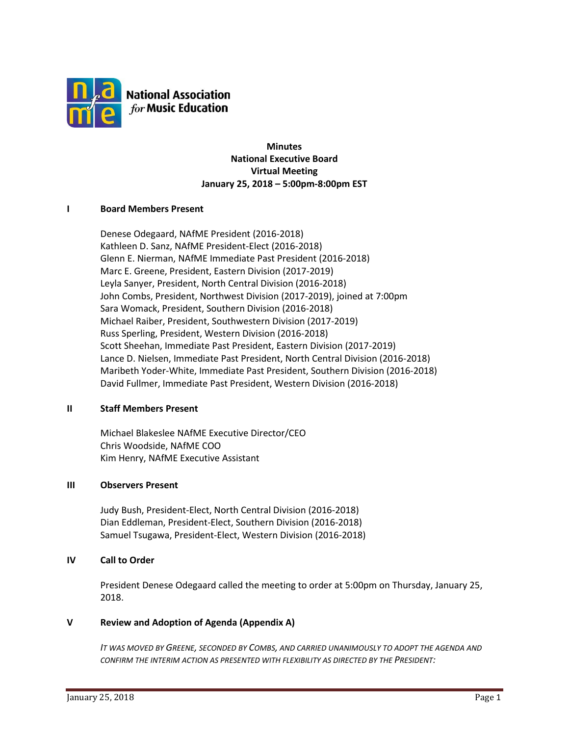National Association *for* Music Education

**Minutes**
**National Executive Board**
**Virtual Meeting**
**January 25, 2018 – 5:00pm-8:00pm EST**

## I Board Members Present

Denese Odegaard, NAfME President (2016-2018)
Kathleen D. Sanz, NAfME President-Elect (2016-2018)
Glenn E. Nierman, NAfME Immediate Past President (2016-2018)
Marc E. Greene, President, Eastern Division (2017-2019)
Leyla Sanyer, President, North Central Division (2016-2018)
John Combs, President, Northwest Division (2017-2019), joined at 7:00pm
Sara Womack, President, Southern Division (2016-2018)
Michael Raiber, President, Southwestern Division (2017-2019)
Russ Sperling, President, Western Division (2016-2018)
Scott Sheehan, Immediate Past President, Eastern Division (2017-2019)
Lance D. Nielsen, Immediate Past President, North Central Division (2016-2018)
Maribeth Yoder-White, Immediate Past President, Southern Division (2016-2018)
David Fullmer, Immediate Past President, Western Division (2016-2018)

## II Staff Members Present

Michael Blakeslee NAfME Executive Director/CEO
Chris Woodside, NAfME COO
Kim Henry, NAfME Executive Assistant

## III Observers Present

Judy Bush, President-Elect, North Central Division (2016-2018)
Dian Eddleman, President-Elect, Southern Division (2016-2018)
Samuel Tsugawa, President-Elect, Western Division (2016-2018)

## IV Call to Order

President Denese Odegaard called the meeting to order at 5:00pm on Thursday, January 25, 2018.

## V Review and Adoption of Agenda (Appendix A)

*IT WAS MOVED BY GREENE, SECONDED BY COMBS, AND CARRIED UNANIMOUSLY TO ADOPT THE AGENDA AND CONFIRM THE INTERIM ACTION AS PRESENTED WITH FLEXIBILITY AS DIRECTED BY THE PRESIDENT:*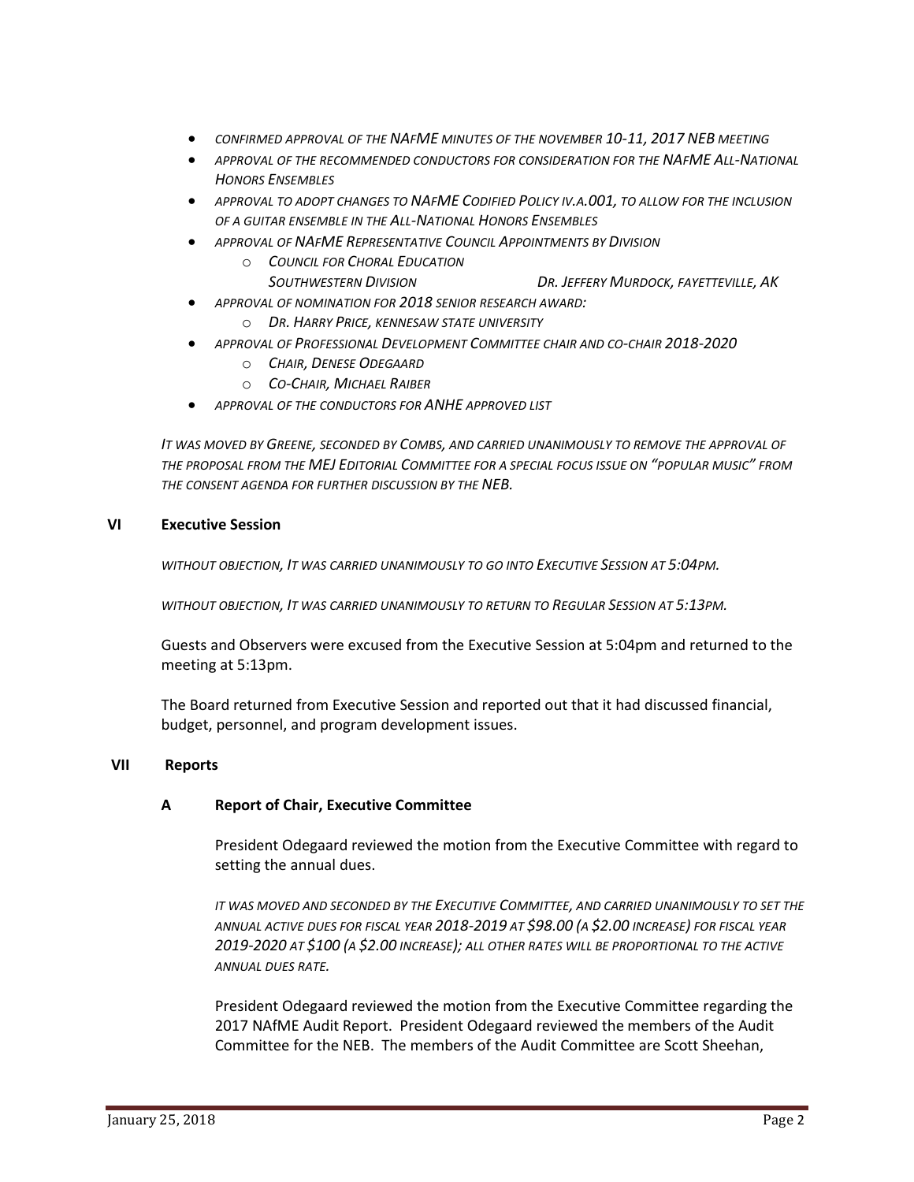- *CONFIRMED APPROVAL OF THE NAFME MINUTES OF THE NOVEMBER 10-11, 2017 NEB MEETING*
- *APPROVAL OF THE RECOMMENDED CONDUCTORS FOR CONSIDERATION FOR THE NAFME ALL-NATIONAL HONORS ENSEMBLES*
- *APPROVAL TO ADOPT CHANGES TO NAFME CODIFIED POLICY IV.A.001, TO ALLOW FOR THE INCLUSION OF A GUITAR ENSEMBLE IN THE ALL-NATIONAL HONORS ENSEMBLES*
- *APPROVAL OF NAFME REPRESENTATIVE COUNCIL APPOINTMENTS BY DIVISION*
  - *COUNCIL FOR CHORAL EDUCATION*
    *SOUTHWESTERN DIVISION* — *DR. JEFFERY MURDOCK, FAYETTEVILLE, AK*
- *APPROVAL OF NOMINATION FOR 2018 SENIOR RESEARCH AWARD:*
  - *DR. HARRY PRICE, KENNESAW STATE UNIVERSITY*
- *APPROVAL OF PROFESSIONAL DEVELOPMENT COMMITTEE CHAIR AND CO-CHAIR 2018-2020*
  - *CHAIR, DENESE ODEGAARD*
  - *CO-CHAIR, MICHAEL RAIBER*
- *APPROVAL OF THE CONDUCTORS FOR ANHE APPROVED LIST*

*IT WAS MOVED BY GREENE, SECONDED BY COMBS, AND CARRIED UNANIMOUSLY TO REMOVE THE APPROVAL OF THE PROPOSAL FROM THE MEJ EDITORIAL COMMITTEE FOR A SPECIAL FOCUS ISSUE ON "POPULAR MUSIC" FROM THE CONSENT AGENDA FOR FURTHER DISCUSSION BY THE NEB.*

## VI Executive Session

*WITHOUT OBJECTION, IT WAS CARRIED UNANIMOUSLY TO GO INTO EXECUTIVE SESSION AT 5:04PM.*

*WITHOUT OBJECTION, IT WAS CARRIED UNANIMOUSLY TO RETURN TO REGULAR SESSION AT 5:13PM.*

Guests and Observers were excused from the Executive Session at 5:04pm and returned to the meeting at 5:13pm.

The Board returned from Executive Session and reported out that it had discussed financial, budget, personnel, and program development issues.

## VII Reports

### A Report of Chair, Executive Committee

President Odegaard reviewed the motion from the Executive Committee with regard to setting the annual dues.

*IT WAS MOVED AND SECONDED BY THE EXECUTIVE COMMITTEE, AND CARRIED UNANIMOUSLY TO SET THE ANNUAL ACTIVE DUES FOR FISCAL YEAR 2018-2019 AT $98.00 (A $2.00 INCREASE) FOR FISCAL YEAR 2019-2020 AT $100 (A $2.00 INCREASE); ALL OTHER RATES WILL BE PROPORTIONAL TO THE ACTIVE ANNUAL DUES RATE.*

President Odegaard reviewed the motion from the Executive Committee regarding the 2017 NAfME Audit Report. President Odegaard reviewed the members of the Audit Committee for the NEB. The members of the Audit Committee are Scott Sheehan,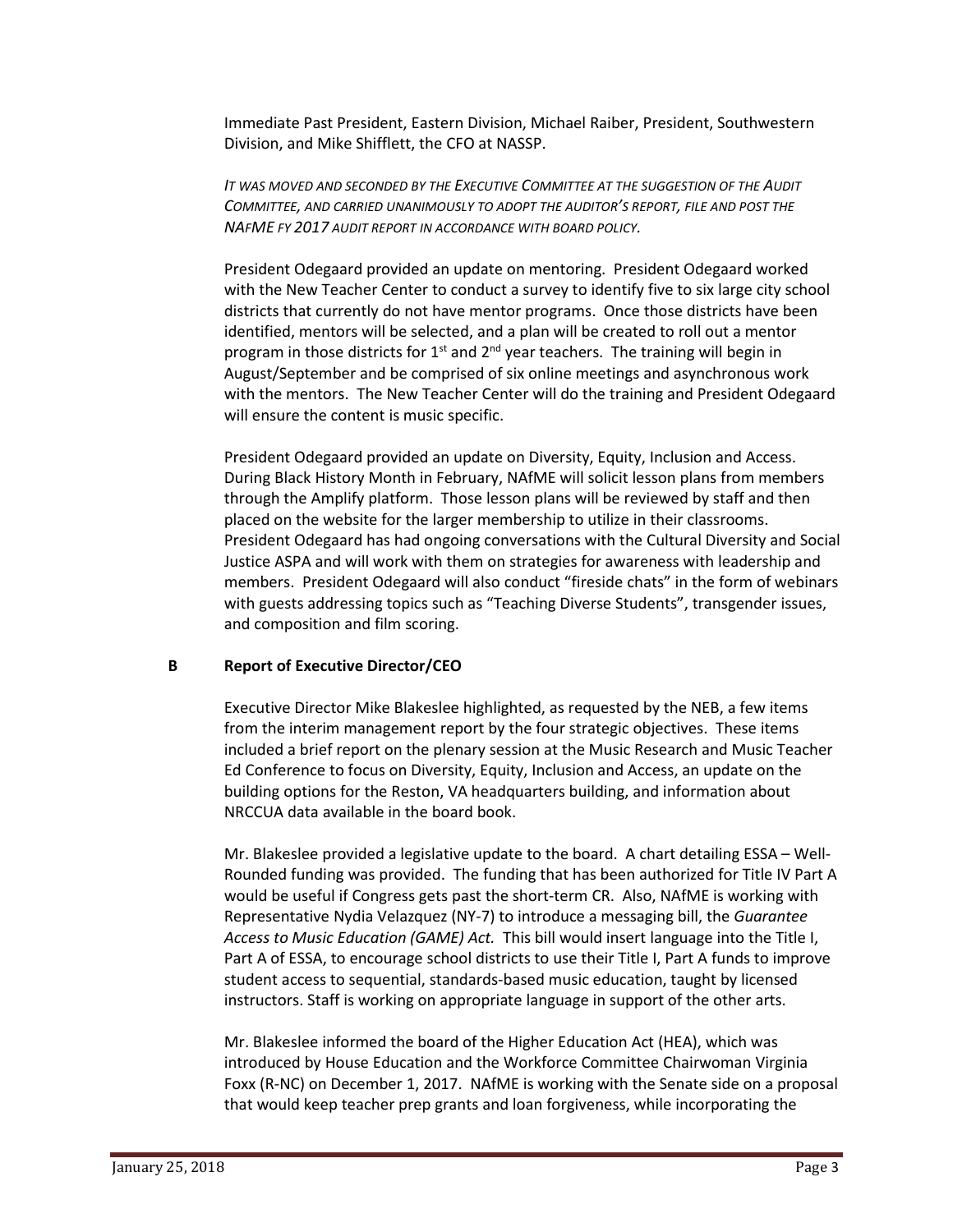Immediate Past President, Eastern Division, Michael Raiber, President, Southwestern Division, and Mike Shifflett, the CFO at NASSP.

*IT WAS MOVED AND SECONDED BY THE EXECUTIVE COMMITTEE AT THE SUGGESTION OF THE AUDIT COMMITTEE, AND CARRIED UNANIMOUSLY TO ADOPT THE AUDITOR'S REPORT, FILE AND POST THE NAFME FY 2017 AUDIT REPORT IN ACCORDANCE WITH BOARD POLICY.*

President Odegaard provided an update on mentoring. President Odegaard worked with the New Teacher Center to conduct a survey to identify five to six large city school districts that currently do not have mentor programs. Once those districts have been identified, mentors will be selected, and a plan will be created to roll out a mentor program in those districts for 1st and 2nd year teachers. The training will begin in August/September and be comprised of six online meetings and asynchronous work with the mentors. The New Teacher Center will do the training and President Odegaard will ensure the content is music specific.

President Odegaard provided an update on Diversity, Equity, Inclusion and Access. During Black History Month in February, NAfME will solicit lesson plans from members through the Amplify platform. Those lesson plans will be reviewed by staff and then placed on the website for the larger membership to utilize in their classrooms. President Odegaard has had ongoing conversations with the Cultural Diversity and Social Justice ASPA and will work with them on strategies for awareness with leadership and members. President Odegaard will also conduct "fireside chats" in the form of webinars with guests addressing topics such as "Teaching Diverse Students", transgender issues, and composition and film scoring.

**B Report of Executive Director/CEO**

Executive Director Mike Blakeslee highlighted, as requested by the NEB, a few items from the interim management report by the four strategic objectives. These items included a brief report on the plenary session at the Music Research and Music Teacher Ed Conference to focus on Diversity, Equity, Inclusion and Access, an update on the building options for the Reston, VA headquarters building, and information about NRCCUA data available in the board book.

Mr. Blakeslee provided a legislative update to the board. A chart detailing ESSA – Well-Rounded funding was provided. The funding that has been authorized for Title IV Part A would be useful if Congress gets past the short-term CR. Also, NAfME is working with Representative Nydia Velazquez (NY-7) to introduce a messaging bill, the *Guarantee Access to Music Education (GAME) Act.* This bill would insert language into the Title I, Part A of ESSA, to encourage school districts to use their Title I, Part A funds to improve student access to sequential, standards-based music education, taught by licensed instructors. Staff is working on appropriate language in support of the other arts.

Mr. Blakeslee informed the board of the Higher Education Act (HEA), which was introduced by House Education and the Workforce Committee Chairwoman Virginia Foxx (R-NC) on December 1, 2017. NAfME is working with the Senate side on a proposal that would keep teacher prep grants and loan forgiveness, while incorporating the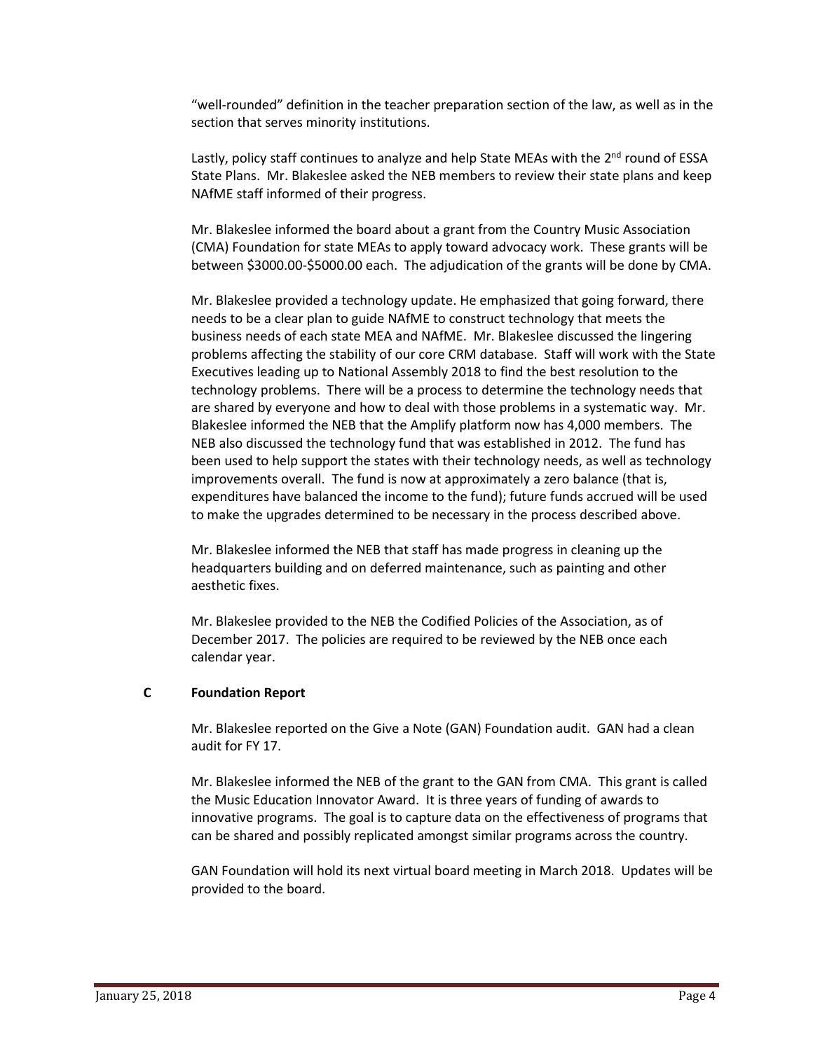"well-rounded" definition in the teacher preparation section of the law, as well as in the section that serves minority institutions.

Lastly, policy staff continues to analyze and help State MEAs with the 2nd round of ESSA State Plans. Mr. Blakeslee asked the NEB members to review their state plans and keep NAfME staff informed of their progress.

Mr. Blakeslee informed the board about a grant from the Country Music Association (CMA) Foundation for state MEAs to apply toward advocacy work. These grants will be between \$3000.00-\$5000.00 each. The adjudication of the grants will be done by CMA.

Mr. Blakeslee provided a technology update. He emphasized that going forward, there needs to be a clear plan to guide NAfME to construct technology that meets the business needs of each state MEA and NAfME. Mr. Blakeslee discussed the lingering problems affecting the stability of our core CRM database. Staff will work with the State Executives leading up to National Assembly 2018 to find the best resolution to the technology problems. There will be a process to determine the technology needs that are shared by everyone and how to deal with those problems in a systematic way. Mr. Blakeslee informed the NEB that the Amplify platform now has 4,000 members. The NEB also discussed the technology fund that was established in 2012. The fund has been used to help support the states with their technology needs, as well as technology improvements overall. The fund is now at approximately a zero balance (that is, expenditures have balanced the income to the fund); future funds accrued will be used to make the upgrades determined to be necessary in the process described above.

Mr. Blakeslee informed the NEB that staff has made progress in cleaning up the headquarters building and on deferred maintenance, such as painting and other aesthetic fixes.

Mr. Blakeslee provided to the NEB the Codified Policies of the Association, as of December 2017. The policies are required to be reviewed by the NEB once each calendar year.

### C Foundation Report

Mr. Blakeslee reported on the Give a Note (GAN) Foundation audit. GAN had a clean audit for FY 17.

Mr. Blakeslee informed the NEB of the grant to the GAN from CMA. This grant is called the Music Education Innovator Award. It is three years of funding of awards to innovative programs. The goal is to capture data on the effectiveness of programs that can be shared and possibly replicated amongst similar programs across the country.

GAN Foundation will hold its next virtual board meeting in March 2018. Updates will be provided to the board.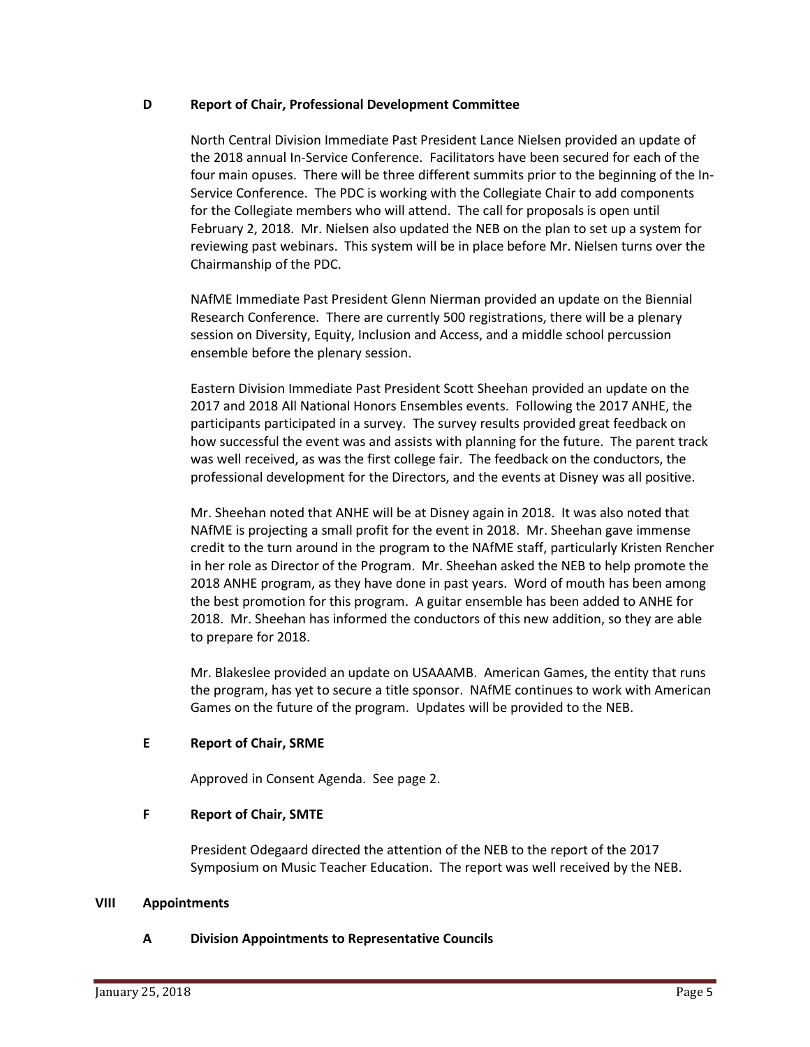### D Report of Chair, Professional Development Committee

North Central Division Immediate Past President Lance Nielsen provided an update of the 2018 annual In-Service Conference. Facilitators have been secured for each of the four main opuses. There will be three different summits prior to the beginning of the In-Service Conference. The PDC is working with the Collegiate Chair to add components for the Collegiate members who will attend. The call for proposals is open until February 2, 2018. Mr. Nielsen also updated the NEB on the plan to set up a system for reviewing past webinars. This system will be in place before Mr. Nielsen turns over the Chairmanship of the PDC.

NAfME Immediate Past President Glenn Nierman provided an update on the Biennial Research Conference. There are currently 500 registrations, there will be a plenary session on Diversity, Equity, Inclusion and Access, and a middle school percussion ensemble before the plenary session.

Eastern Division Immediate Past President Scott Sheehan provided an update on the 2017 and 2018 All National Honors Ensembles events. Following the 2017 ANHE, the participants participated in a survey. The survey results provided great feedback on how successful the event was and assists with planning for the future. The parent track was well received, as was the first college fair. The feedback on the conductors, the professional development for the Directors, and the events at Disney was all positive.

Mr. Sheehan noted that ANHE will be at Disney again in 2018. It was also noted that NAfME is projecting a small profit for the event in 2018. Mr. Sheehan gave immense credit to the turn around in the program to the NAfME staff, particularly Kristen Rencher in her role as Director of the Program. Mr. Sheehan asked the NEB to help promote the 2018 ANHE program, as they have done in past years. Word of mouth has been among the best promotion for this program. A guitar ensemble has been added to ANHE for 2018. Mr. Sheehan has informed the conductors of this new addition, so they are able to prepare for 2018.

Mr. Blakeslee provided an update on USAAAMB. American Games, the entity that runs the program, has yet to secure a title sponsor. NAfME continues to work with American Games on the future of the program. Updates will be provided to the NEB.

### E Report of Chair, SRME

Approved in Consent Agenda. See page 2.

### F Report of Chair, SMTE

President Odegaard directed the attention of the NEB to the report of the 2017 Symposium on Music Teacher Education. The report was well received by the NEB.

## VIII Appointments

### A Division Appointments to Representative Councils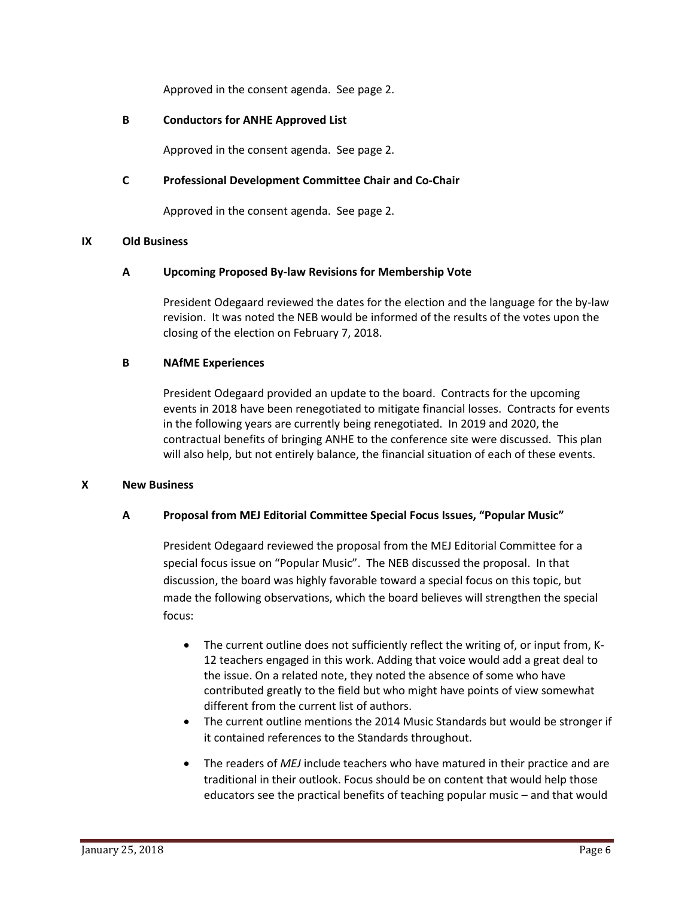Approved in the consent agenda. See page 2.

**B Conductors for ANHE Approved List**

Approved in the consent agenda. See page 2.

**C Professional Development Committee Chair and Co-Chair**

Approved in the consent agenda. See page 2.

## IX Old Business

### A Upcoming Proposed By-law Revisions for Membership Vote

President Odegaard reviewed the dates for the election and the language for the by-law revision. It was noted the NEB would be informed of the results of the votes upon the closing of the election on February 7, 2018.

### B NAfME Experiences

President Odegaard provided an update to the board. Contracts for the upcoming events in 2018 have been renegotiated to mitigate financial losses. Contracts for events in the following years are currently being renegotiated. In 2019 and 2020, the contractual benefits of bringing ANHE to the conference site were discussed. This plan will also help, but not entirely balance, the financial situation of each of these events.

## X New Business

### A Proposal from MEJ Editorial Committee Special Focus Issues, "Popular Music"

President Odegaard reviewed the proposal from the MEJ Editorial Committee for a special focus issue on "Popular Music". The NEB discussed the proposal. In that discussion, the board was highly favorable toward a special focus on this topic, but made the following observations, which the board believes will strengthen the special focus:

- The current outline does not sufficiently reflect the writing of, or input from, K-12 teachers engaged in this work. Adding that voice would add a great deal to the issue. On a related note, they noted the absence of some who have contributed greatly to the field but who might have points of view somewhat different from the current list of authors.
- The current outline mentions the 2014 Music Standards but would be stronger if it contained references to the Standards throughout.
- The readers of *MEJ* include teachers who have matured in their practice and are traditional in their outlook. Focus should be on content that would help those educators see the practical benefits of teaching popular music – and that would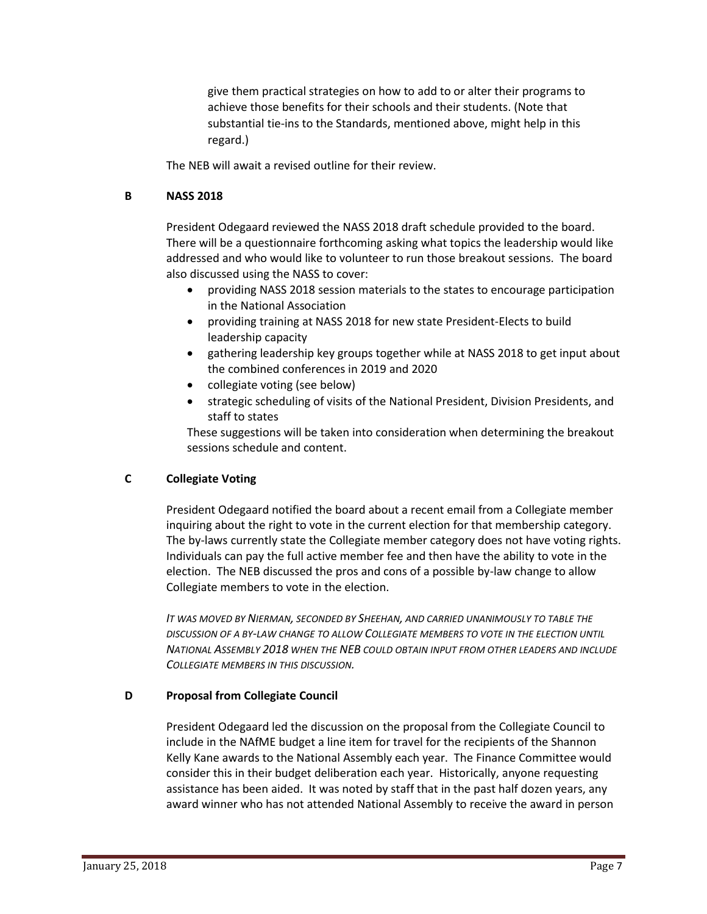give them practical strategies on how to add to or alter their programs to achieve those benefits for their schools and their students. (Note that substantial tie-ins to the Standards, mentioned above, might help in this regard.)

The NEB will await a revised outline for their review.

### B NASS 2018

President Odegaard reviewed the NASS 2018 draft schedule provided to the board. There will be a questionnaire forthcoming asking what topics the leadership would like addressed and who would like to volunteer to run those breakout sessions. The board also discussed using the NASS to cover:

- providing NASS 2018 session materials to the states to encourage participation in the National Association
- providing training at NASS 2018 for new state President-Elects to build leadership capacity
- gathering leadership key groups together while at NASS 2018 to get input about the combined conferences in 2019 and 2020
- collegiate voting (see below)
- strategic scheduling of visits of the National President, Division Presidents, and staff to states

These suggestions will be taken into consideration when determining the breakout sessions schedule and content.

### C Collegiate Voting

President Odegaard notified the board about a recent email from a Collegiate member inquiring about the right to vote in the current election for that membership category. The by-laws currently state the Collegiate member category does not have voting rights. Individuals can pay the full active member fee and then have the ability to vote in the election. The NEB discussed the pros and cons of a possible by-law change to allow Collegiate members to vote in the election.

*IT WAS MOVED BY NIERMAN, SECONDED BY SHEEHAN, AND CARRIED UNANIMOUSLY TO TABLE THE DISCUSSION OF A BY-LAW CHANGE TO ALLOW COLLEGIATE MEMBERS TO VOTE IN THE ELECTION UNTIL NATIONAL ASSEMBLY 2018 WHEN THE NEB COULD OBTAIN INPUT FROM OTHER LEADERS AND INCLUDE COLLEGIATE MEMBERS IN THIS DISCUSSION.*

### D Proposal from Collegiate Council

President Odegaard led the discussion on the proposal from the Collegiate Council to include in the NAfME budget a line item for travel for the recipients of the Shannon Kelly Kane awards to the National Assembly each year. The Finance Committee would consider this in their budget deliberation each year. Historically, anyone requesting assistance has been aided. It was noted by staff that in the past half dozen years, any award winner who has not attended National Assembly to receive the award in person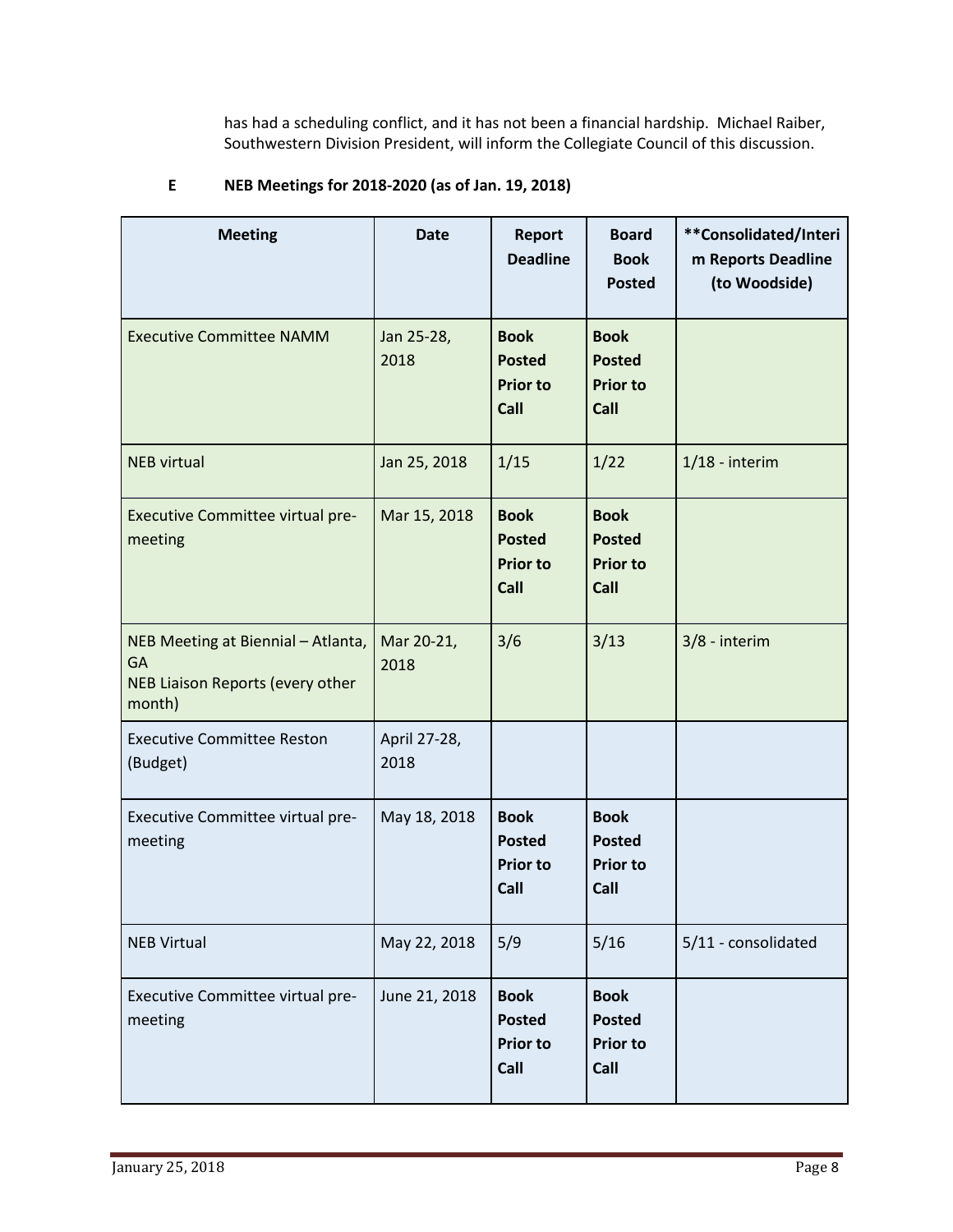has had a scheduling conflict, and it has not been a financial hardship. Michael Raiber, Southwestern Division President, will inform the Collegiate Council of this discussion.

**E NEB Meetings for 2018-2020 (as of Jan. 19, 2018)**

| Meeting | Date | Report Deadline | Board Book Posted | **Consolidated/Interim Reports Deadline (to Woodside) |
|---|---|---|---|---|
| Executive Committee NAMM | Jan 25-28, 2018 | **Book Posted Prior to Call** | **Book Posted Prior to Call** | |
| NEB virtual | Jan 25, 2018 | 1/15 | 1/22 | 1/18 - interim |
| Executive Committee virtual pre-meeting | Mar 15, 2018 | **Book Posted Prior to Call** | **Book Posted Prior to Call** | |
| NEB Meeting at Biennial – Atlanta, GA<br>NEB Liaison Reports (every other month) | Mar 20-21, 2018 | 3/6 | 3/13 | 3/8 - interim |
| Executive Committee Reston (Budget) | April 27-28, 2018 | | | |
| Executive Committee virtual pre-meeting | May 18, 2018 | **Book Posted Prior to Call** | **Book Posted Prior to Call** | |
| NEB Virtual | May 22, 2018 | 5/9 | 5/16 | 5/11 - consolidated |
| Executive Committee virtual pre-meeting | June 21, 2018 | **Book Posted Prior to Call** | **Book Posted Prior to Call** | |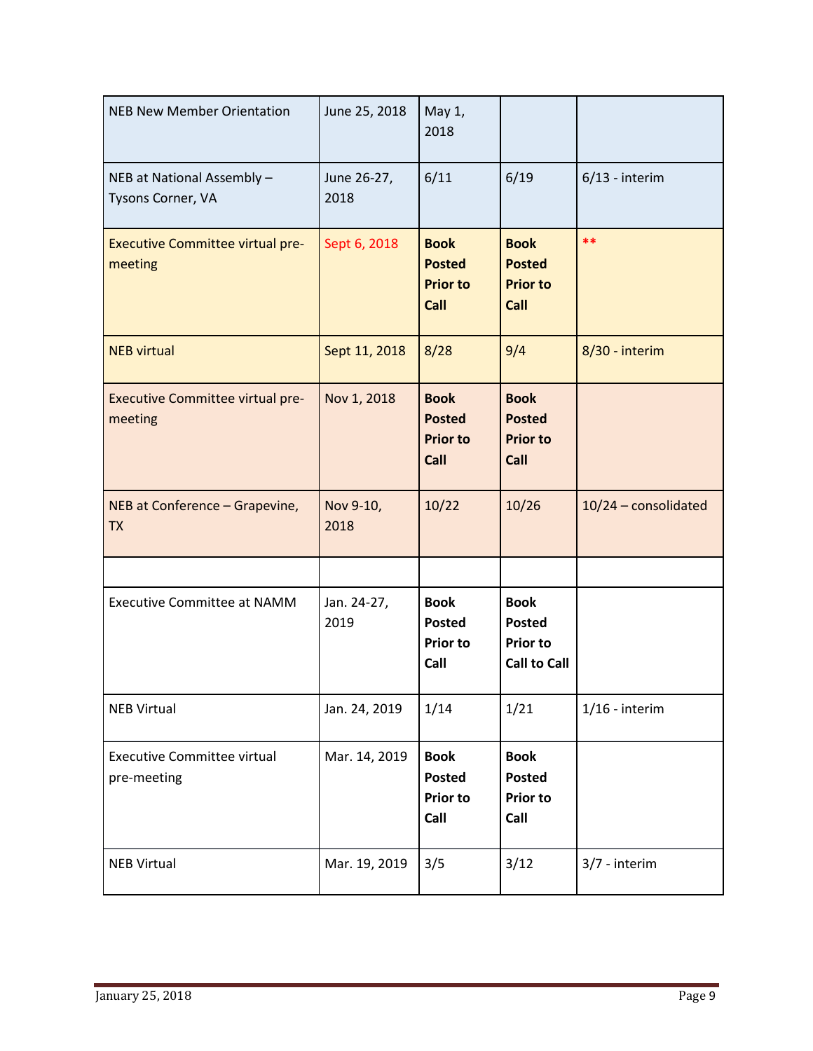| | | | | |
|---|---|---|---|---|
| NEB New Member Orientation | June 25, 2018 | May 1, 2018 | | |
| NEB at National Assembly – Tysons Corner, VA | June 26-27, 2018 | 6/11 | 6/19 | 6/13 - interim |
| Executive Committee virtual pre-meeting | Sept 6, 2018 | **Book Posted Prior to Call** | **Book Posted Prior to Call** | ** |
| NEB virtual | Sept 11, 2018 | 8/28 | 9/4 | 8/30 - interim |
| Executive Committee virtual pre-meeting | Nov 1, 2018 | **Book Posted Prior to Call** | **Book Posted Prior to Call** | |
| NEB at Conference – Grapevine, TX | Nov 9-10, 2018 | 10/22 | 10/26 | 10/24 – consolidated |
| | | | | |
| Executive Committee at NAMM | Jan. 24-27, 2019 | **Book Posted Prior to Call** | **Book Posted Prior to Call to Call** | |
| NEB Virtual | Jan. 24, 2019 | 1/14 | 1/21 | 1/16 - interim |
| Executive Committee virtual pre-meeting | Mar. 14, 2019 | **Book Posted Prior to Call** | **Book Posted Prior to Call** | |
| NEB Virtual | Mar. 19, 2019 | 3/5 | 3/12 | 3/7 - interim |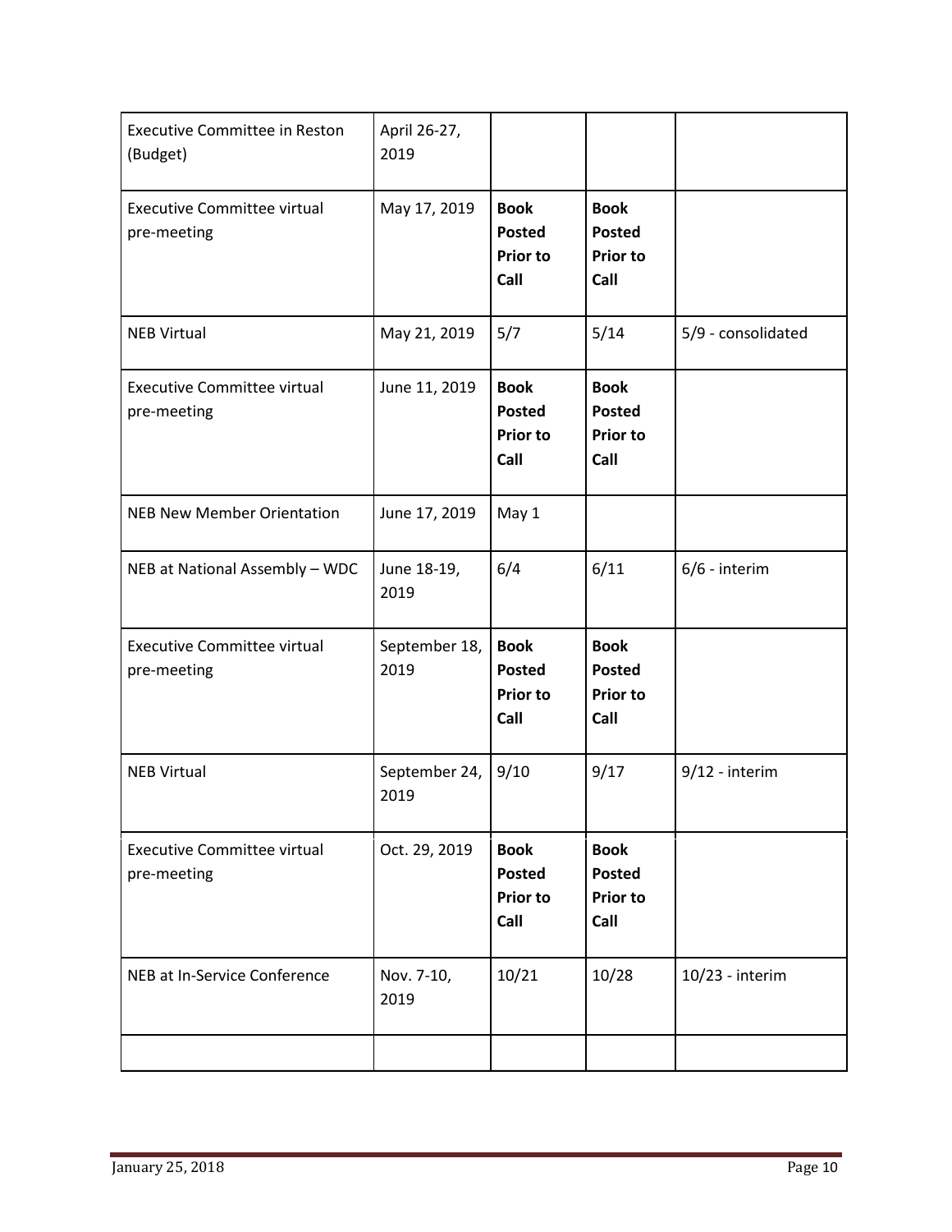| Executive Committee in Reston (Budget) | April 26-27, 2019 | | | |
|---|---|---|---|---|
| Executive Committee virtual pre-meeting | May 17, 2019 | **Book Posted Prior to Call** | **Book Posted Prior to Call** | |
| NEB Virtual | May 21, 2019 | 5/7 | 5/14 | 5/9 - consolidated |
| Executive Committee virtual pre-meeting | June 11, 2019 | **Book Posted Prior to Call** | **Book Posted Prior to Call** | |
| NEB New Member Orientation | June 17, 2019 | May 1 | | |
| NEB at National Assembly – WDC | June 18-19, 2019 | 6/4 | 6/11 | 6/6 - interim |
| Executive Committee virtual pre-meeting | September 18, 2019 | **Book Posted Prior to Call** | **Book Posted Prior to Call** | |
| NEB Virtual | September 24, 2019 | 9/10 | 9/17 | 9/12 - interim |
| Executive Committee virtual pre-meeting | Oct. 29, 2019 | **Book Posted Prior to Call** | **Book Posted Prior to Call** | |
| NEB at In-Service Conference | Nov. 7-10, 2019 | 10/21 | 10/28 | 10/23 - interim |
| | | | | |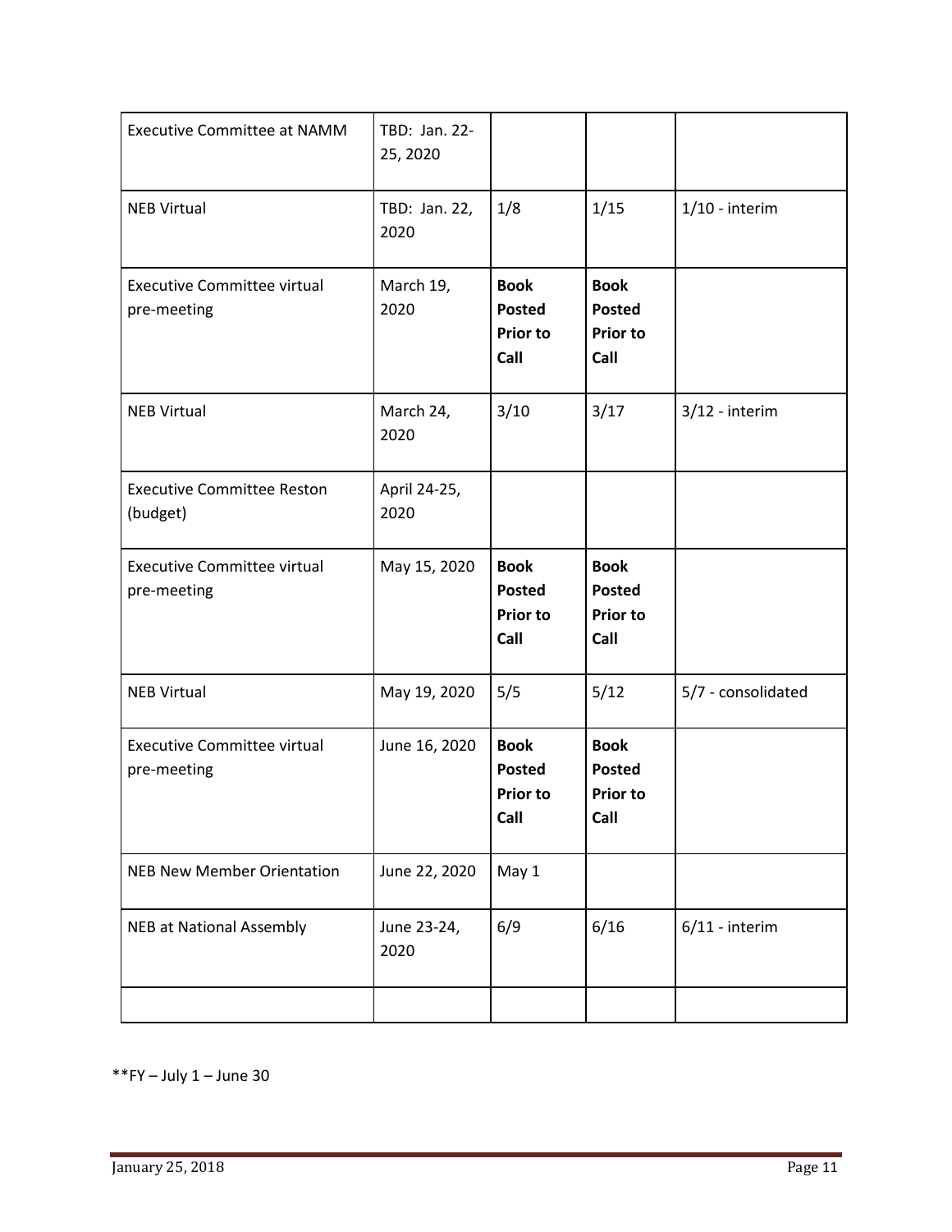| Executive Committee at NAMM | TBD: Jan. 22-25, 2020 | | | |
|---|---|---|---|---|
| NEB Virtual | TBD: Jan. 22, 2020 | 1/8 | 1/15 | 1/10 - interim |
| Executive Committee virtual pre-meeting | March 19, 2020 | **Book Posted Prior to Call** | **Book Posted Prior to Call** | |
| NEB Virtual | March 24, 2020 | 3/10 | 3/17 | 3/12 - interim |
| Executive Committee Reston (budget) | April 24-25, 2020 | | | |
| Executive Committee virtual pre-meeting | May 15, 2020 | **Book Posted Prior to Call** | **Book Posted Prior to Call** | |
| NEB Virtual | May 19, 2020 | 5/5 | 5/12 | 5/7 - consolidated |
| Executive Committee virtual pre-meeting | June 16, 2020 | **Book Posted Prior to Call** | **Book Posted Prior to Call** | |
| NEB New Member Orientation | June 22, 2020 | May 1 | | |
| NEB at National Assembly | June 23-24, 2020 | 6/9 | 6/16 | 6/11 - interim |
| | | | | |

**FY – July 1 – June 30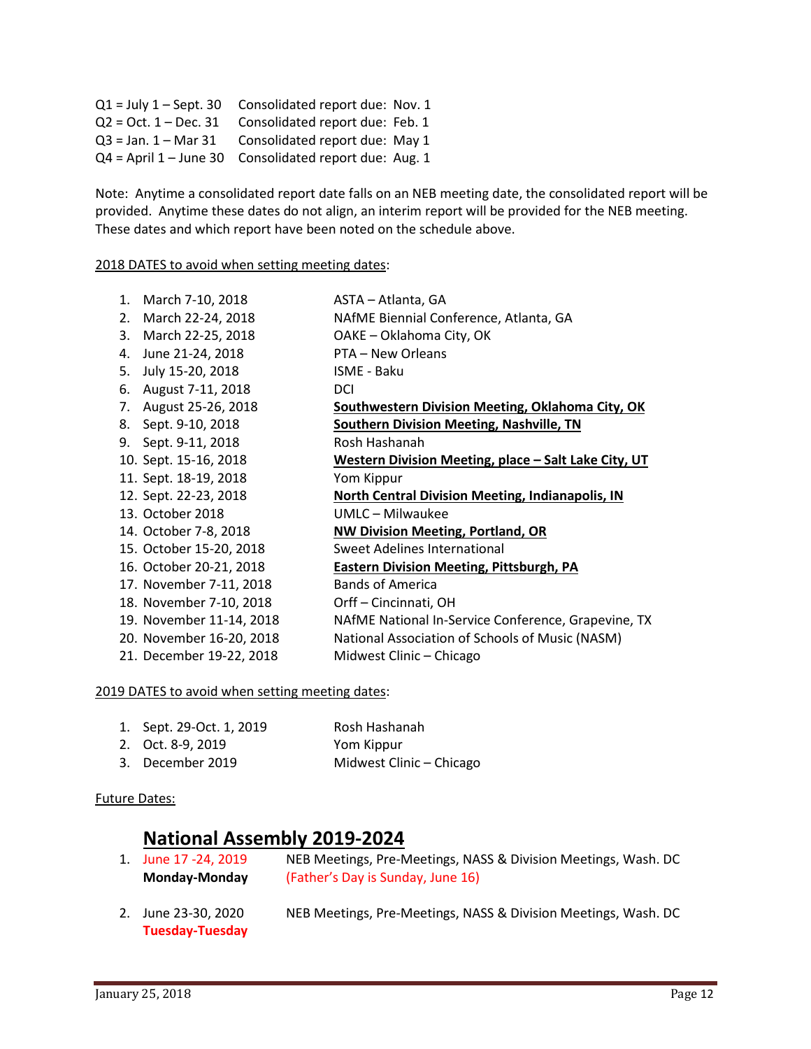Q1 = July 1 – Sept. 30 Consolidated report due: Nov. 1
Q2 = Oct. 1 – Dec. 31 Consolidated report due: Feb. 1
Q3 = Jan. 1 – Mar 31 Consolidated report due: May 1
Q4 = April 1 – June 30 Consolidated report due: Aug. 1

Note: Anytime a consolidated report date falls on an NEB meeting date, the consolidated report will be provided. Anytime these dates do not align, an interim report will be provided for the NEB meeting. These dates and which report have been noted on the schedule above.

2018 DATES to avoid when setting meeting dates:

1. March 7-10, 2018 — ASTA – Atlanta, GA
2. March 22-24, 2018 — NAfME Biennial Conference, Atlanta, GA
3. March 22-25, 2018 — OAKE – Oklahoma City, OK
4. June 21-24, 2018 — PTA – New Orleans
5. July 15-20, 2018 — ISME - Baku
6. August 7-11, 2018 — DCI
7. August 25-26, 2018 — **Southwestern Division Meeting, Oklahoma City, OK**
8. Sept. 9-10, 2018 — **Southern Division Meeting, Nashville, TN**
9. Sept. 9-11, 2018 — Rosh Hashanah
10. Sept. 15-16, 2018 — **Western Division Meeting, place – Salt Lake City, UT**
11. Sept. 18-19, 2018 — Yom Kippur
12. Sept. 22-23, 2018 — **North Central Division Meeting, Indianapolis, IN**
13. October 2018 — UMLC – Milwaukee
14. October 7-8, 2018 — **NW Division Meeting, Portland, OR**
15. October 15-20, 2018 — Sweet Adelines International
16. October 20-21, 2018 — **Eastern Division Meeting, Pittsburgh, PA**
17. November 7-11, 2018 — Bands of America
18. November 7-10, 2018 — Orff – Cincinnati, OH
19. November 11-14, 2018 — NAfME National In-Service Conference, Grapevine, TX
20. November 16-20, 2018 — National Association of Schools of Music (NASM)
21. December 19-22, 2018 — Midwest Clinic – Chicago

2019 DATES to avoid when setting meeting dates:

1. Sept. 29-Oct. 1, 2019 — Rosh Hashanah
2. Oct. 8-9, 2019 — Yom Kippur
3. December 2019 — Midwest Clinic – Chicago

Future Dates:

## National Assembly 2019-2024

1. June 17 -24, 2019 **Monday-Monday** — NEB Meetings, Pre-Meetings, NASS & Division Meetings, Wash. DC (Father's Day is Sunday, June 16)

2. June 23-30, 2020 **Tuesday-Tuesday** — NEB Meetings, Pre-Meetings, NASS & Division Meetings, Wash. DC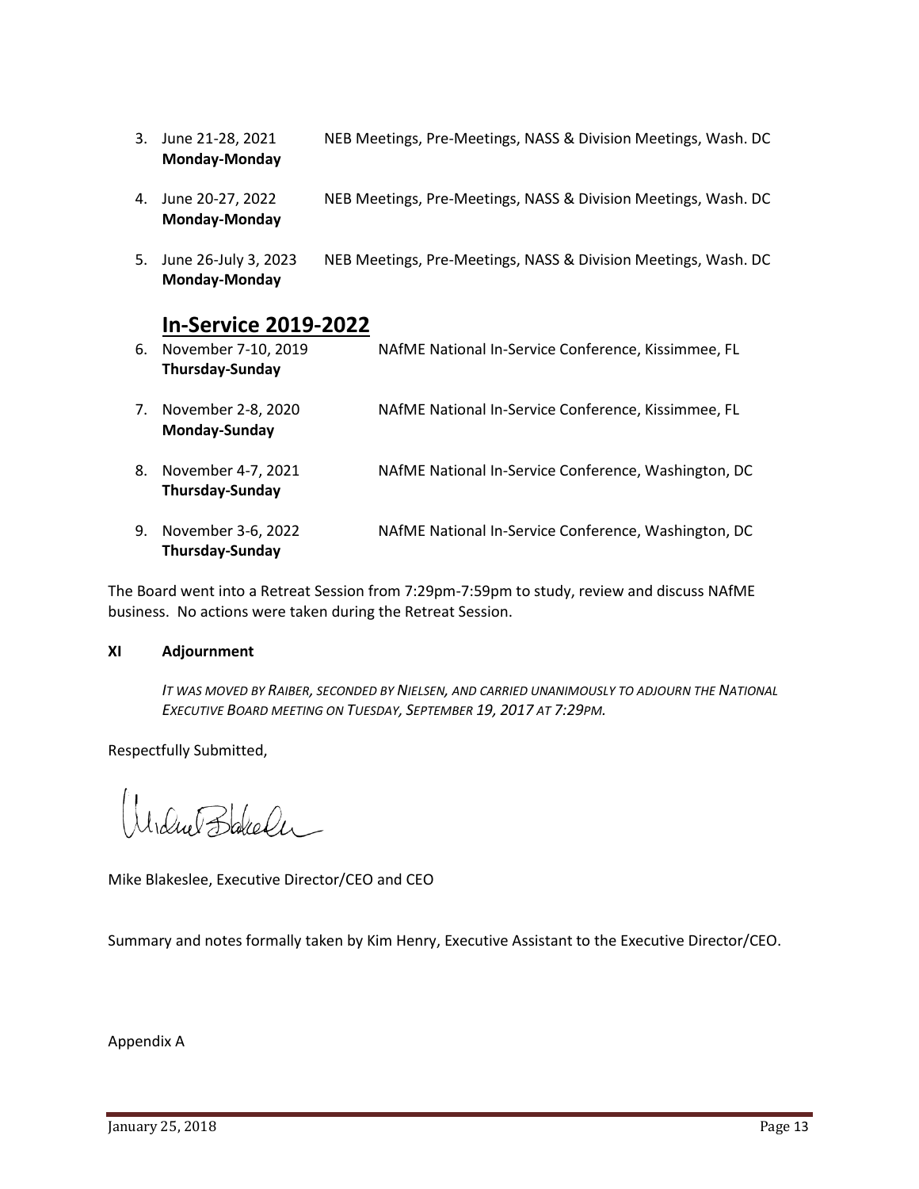3. June 21-28, 2021 **Monday-Monday** — NEB Meetings, Pre-Meetings, NASS & Division Meetings, Wash. DC

4. June 20-27, 2022 **Monday-Monday** — NEB Meetings, Pre-Meetings, NASS & Division Meetings, Wash. DC

5. June 26-July 3, 2023 **Monday-Monday** — NEB Meetings, Pre-Meetings, NASS & Division Meetings, Wash. DC

## In-Service 2019-2022

6. November 7-10, 2019 **Thursday-Sunday** — NAfME National In-Service Conference, Kissimmee, FL

7. November 2-8, 2020 **Monday-Sunday** — NAfME National In-Service Conference, Kissimmee, FL

8. November 4-7, 2021 **Thursday-Sunday** — NAfME National In-Service Conference, Washington, DC

9. November 3-6, 2022 **Thursday-Sunday** — NAfME National In-Service Conference, Washington, DC

The Board went into a Retreat Session from 7:29pm-7:59pm to study, review and discuss NAfME business. No actions were taken during the Retreat Session.

**XI Adjournment**

*IT WAS MOVED BY RAIBER, SECONDED BY NIELSEN, AND CARRIED UNANIMOUSLY TO ADJOURN THE NATIONAL EXECUTIVE BOARD MEETING ON TUESDAY, SEPTEMBER 19, 2017 AT 7:29PM.*

Respectfully Submitted,

Mike Blakeslee, Executive Director/CEO and CEO

Summary and notes formally taken by Kim Henry, Executive Assistant to the Executive Director/CEO.

Appendix A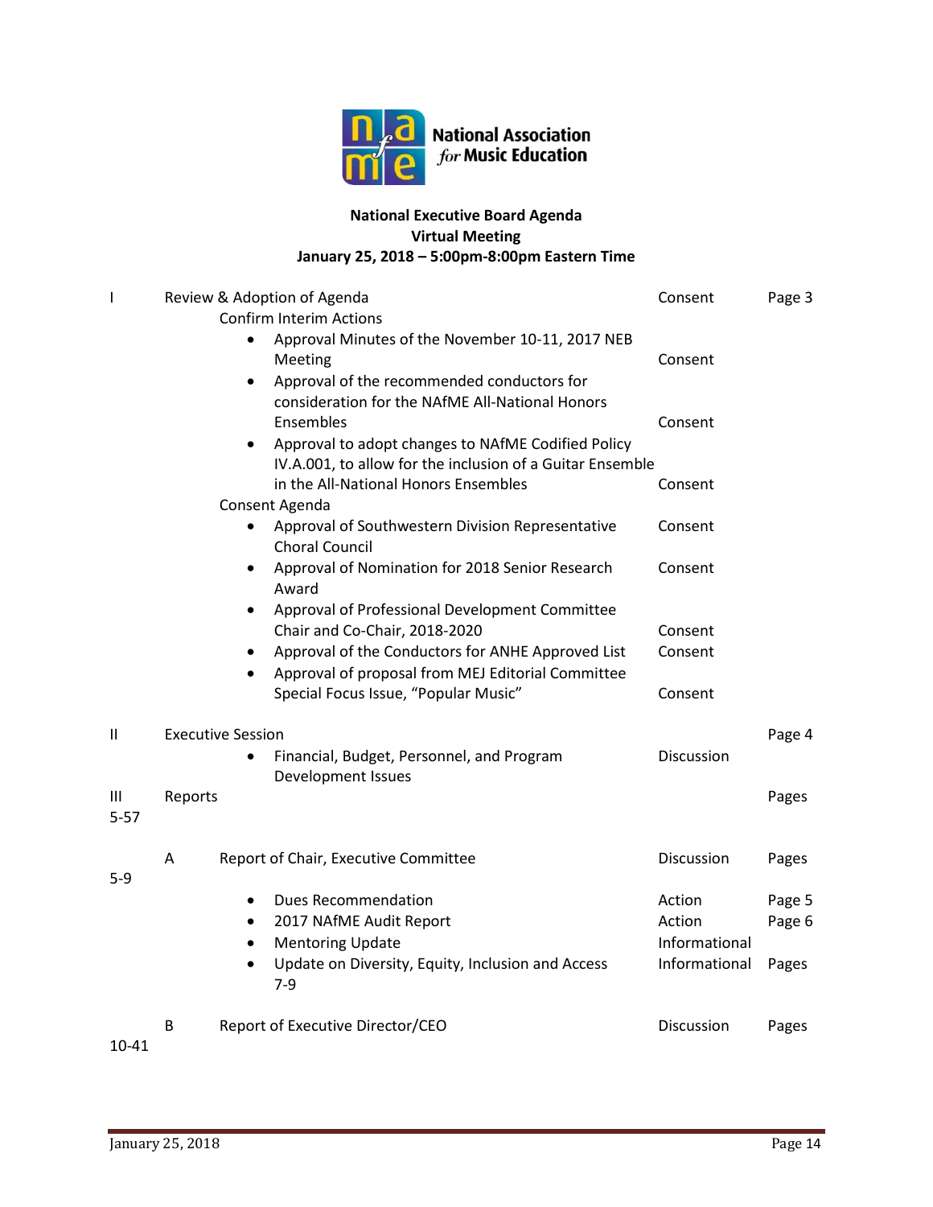National Association for Music Education

**National Executive Board Agenda**
**Virtual Meeting**
**January 25, 2018 – 5:00pm-8:00pm Eastern Time**

| | | | | |
|---|---|---|---|---|
| I | Review & Adoption of Agenda | | Consent | Page 3 |
| | Confirm Interim Actions | | | |
| | | • Approval Minutes of the November 10-11, 2017 NEB Meeting | Consent | |
| | | • Approval of the recommended conductors for consideration for the NAfME All-National Honors Ensembles | Consent | |
| | | • Approval to adopt changes to NAfME Codified Policy IV.A.001, to allow for the inclusion of a Guitar Ensemble in the All-National Honors Ensembles | Consent | |
| | Consent Agenda | | | |
| | | • Approval of Southwestern Division Representative Choral Council | Consent | |
| | | • Approval of Nomination for 2018 Senior Research Award | Consent | |
| | | • Approval of Professional Development Committee Chair and Co-Chair, 2018-2020 | Consent | |
| | | • Approval of the Conductors for ANHE Approved List | Consent | |
| | | • Approval of proposal from MEJ Editorial Committee Special Focus Issue, "Popular Music" | Consent | |
| II | Executive Session | | | Page 4 |
| | | • Financial, Budget, Personnel, and Program Development Issues | Discussion | |
| III | Reports | | | Pages 5-57 |
| | A | Report of Chair, Executive Committee | Discussion | Pages 5-9 |
| | | • Dues Recommendation | Action | Page 5 |
| | | • 2017 NAfME Audit Report | Action | Page 6 |
| | | • Mentoring Update | Informational | |
| | | • Update on Diversity, Equity, Inclusion and Access | Informational | Pages 7-9 |
| | B | Report of Executive Director/CEO | Discussion | Pages 10-41 |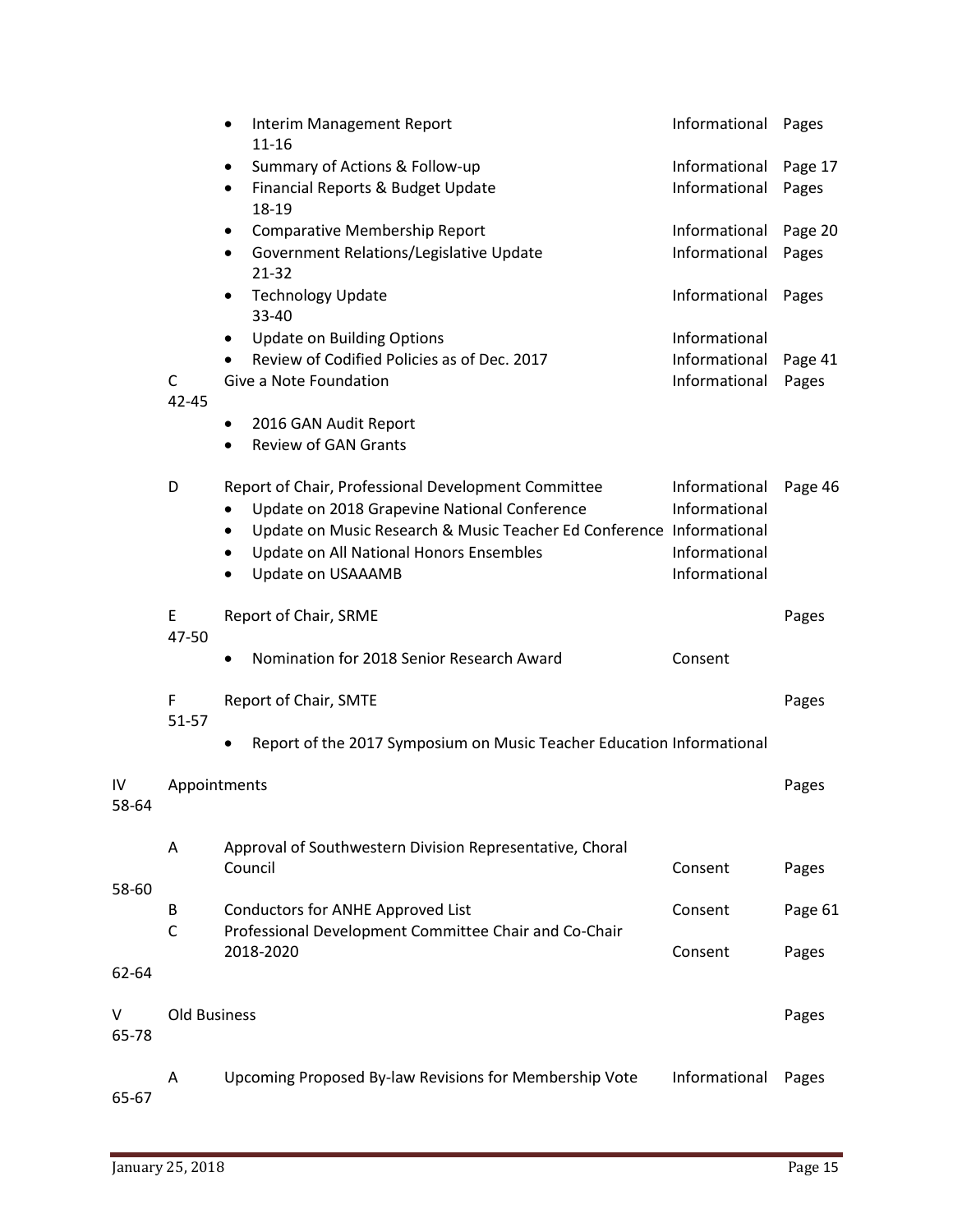| | | Item | Type | Pages |
|---|---|---|---|---|
| | | • Interim Management Report | Informational | Pages 11-16 |
| | | • Summary of Actions & Follow-up | Informational | Page 17 |
| | | • Financial Reports & Budget Update | Informational | Pages 18-19 |
| | | • Comparative Membership Report | Informational | Page 20 |
| | | • Government Relations/Legislative Update | Informational | Pages 21-32 |
| | | • Technology Update | Informational | Pages 33-40 |
| | | • Update on Building Options | Informational | |
| | | • Review of Codified Policies as of Dec. 2017 | Informational | Page 41 |
| | C | Give a Note Foundation | Informational | Pages 42-45 |
| | | • 2016 GAN Audit Report | | |
| | | • Review of GAN Grants | | |
| | D | Report of Chair, Professional Development Committee | Informational | Page 46 |
| | | • Update on 2018 Grapevine National Conference | Informational | |
| | | • Update on Music Research & Music Teacher Ed Conference | Informational | |
| | | • Update on All National Honors Ensembles | Informational | |
| | | • Update on USAAAMB | Informational | |
| | E | Report of Chair, SRME | | Pages 47-50 |
| | | • Nomination for 2018 Senior Research Award | Consent | |
| | F | Report of Chair, SMTE | | Pages 51-57 |
| | | • Report of the 2017 Symposium on Music Teacher Education | Informational | |
| IV | | Appointments | | Pages 58-64 |
| | A | Approval of Southwestern Division Representative, Choral Council | Consent | Pages 58-60 |
| | B | Conductors for ANHE Approved List | Consent | Page 61 |
| | C | Professional Development Committee Chair and Co-Chair 2018-2020 | Consent | Pages 62-64 |
| V | | Old Business | | Pages 65-78 |
| | A | Upcoming Proposed By-law Revisions for Membership Vote | Informational | Pages 65-67 |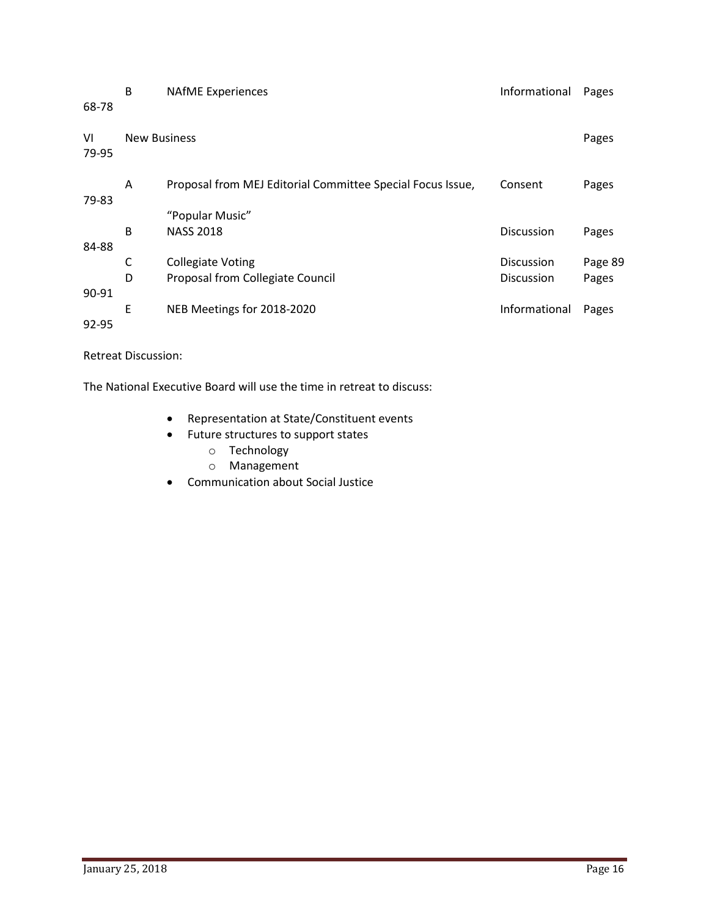| | | | | |
|---|---|---|---|---|
| | B | NAfME Experiences | Informational | Pages 68-78 |
| VI | New Business | | | Pages 79-95 |
| | A | Proposal from MEJ Editorial Committee Special Focus Issue, "Popular Music" | Consent | Pages 79-83 |
| | B | NASS 2018 | Discussion | Pages 84-88 |
| | C | Collegiate Voting | Discussion | Page 89 |
| | D | Proposal from Collegiate Council | Discussion | Pages 90-91 |
| | E | NEB Meetings for 2018-2020 | Informational | Pages 92-95 |

Retreat Discussion:

The National Executive Board will use the time in retreat to discuss:

- Representation at State/Constituent events
- Future structures to support states
  - Technology
  - Management
- Communication about Social Justice